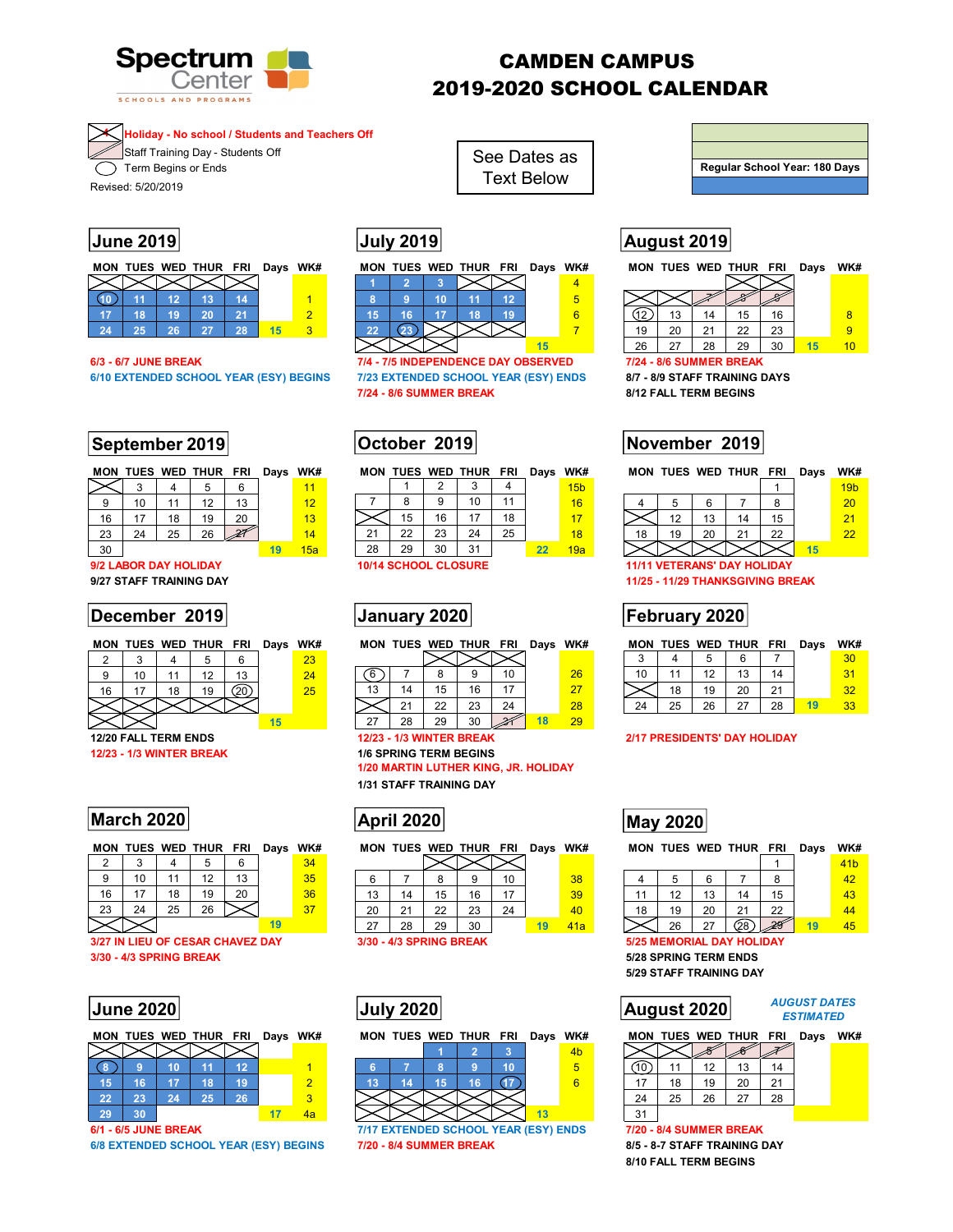# CAMDEN CAMPUS
# 2019-2020 SCHOOL CALENDAR

Spectrum Center
SCHOOLS AND PROGRAMS

- Holiday - No school / Students and Teachers Off
- Staff Training Day - Students Off
- Term Begins or Ends

Revised: 5/20/2019

See Dates as Text Below

Regular School Year: 180 Days

## June 2019

| MON | TUES | WED | THUR | FRI | Days | WK# |
|---|---|---|---|---|---|---|
| | | | | | | |
| 10 | 11 | 12 | 13 | 14 | | 1 |
| 17 | 18 | 19 | 20 | 21 | | 2 |
| 24 | 25 | 26 | 27 | 28 | 15 | 3 |

6/3 - 6/7 JUNE BREAK
6/10 EXTENDED SCHOOL YEAR (ESY) BEGINS

## July 2019

| MON | TUES | WED | THUR | FRI | Days | WK# |
|---|---|---|---|---|---|---|
| 1 | 2 | 3 | | | | 4 |
| 8 | 9 | 10 | 11 | 12 | | 5 |
| 15 | 16 | 17 | 18 | 19 | | 6 |
| 22 | 23 | | | | | 7 |
| | | | | | 15 | |

7/4 - 7/5 INDEPENDENCE DAY OBSERVED
7/23 EXTENDED SCHOOL YEAR (ESY) ENDS
7/24 - 8/6 SUMMER BREAK

## August 2019

| MON | TUES | WED | THUR | FRI | Days | WK# |
|---|---|---|---|---|---|---|
| | | 7 | 8 | 9 | | |
| 12 | 13 | 14 | 15 | 16 | | 8 |
| 19 | 20 | 21 | 22 | 23 | | 9 |
| 26 | 27 | 28 | 29 | 30 | 15 | 10 |

7/24 - 8/6 SUMMER BREAK
8/7 - 8/9 STAFF TRAINING DAYS
8/12 FALL TERM BEGINS

## September 2019

| MON | TUES | WED | THUR | FRI | Days | WK# |
|---|---|---|---|---|---|---|
| | 3 | 4 | 5 | 6 | | 11 |
| 9 | 10 | 11 | 12 | 13 | | 12 |
| 16 | 17 | 18 | 19 | 20 | | 13 |
| 23 | 24 | 25 | 26 | 27 | | 14 |
| 30 | | | | | 19 | 15a |

9/2 LABOR DAY HOLIDAY
9/27 STAFF TRAINING DAY

## October 2019

| MON | TUES | WED | THUR | FRI | Days | WK# |
|---|---|---|---|---|---|---|
| | 1 | 2 | 3 | 4 | | 15b |
| 7 | 8 | 9 | 10 | 11 | | 16 |
| | 15 | 16 | 17 | 18 | | 17 |
| 21 | 22 | 23 | 24 | 25 | | 18 |
| 28 | 29 | 30 | 31 | | 22 | 19a |

10/14 SCHOOL CLOSURE

## November 2019

| MON | TUES | WED | THUR | FRI | Days | WK# |
|---|---|---|---|---|---|---|
| | | | | 1 | | 19b |
| 4 | 5 | 6 | 7 | 8 | | 20 |
| | 12 | 13 | 14 | 15 | | 21 |
| 18 | 19 | 20 | 21 | 22 | | 22 |
| | | | | | 15 | |

11/11 VETERANS' DAY HOLIDAY
11/25 - 11/29 THANKSGIVING BREAK

## December 2019

| MON | TUES | WED | THUR | FRI | Days | WK# |
|---|---|---|---|---|---|---|
| 2 | 3 | 4 | 5 | 6 | | 23 |
| 9 | 10 | 11 | 12 | 13 | | 24 |
| 16 | 17 | 18 | 19 | 20 | | 25 |
| | | | | | | |
| | | | | | 15 | |

12/20 FALL TERM ENDS
12/23 - 1/3 WINTER BREAK

## January 2020

| MON | TUES | WED | THUR | FRI | Days | WK# |
|---|---|---|---|---|---|---|
| | | | | | | |
| 6 | 7 | 8 | 9 | 10 | | 26 |
| 13 | 14 | 15 | 16 | 17 | | 27 |
| | 21 | 22 | 23 | 24 | | 28 |
| 27 | 28 | 29 | 30 | 31 | 18 | 29 |

12/23 - 1/3 WINTER BREAK
1/6 SPRING TERM BEGINS
1/20 MARTIN LUTHER KING, JR. HOLIDAY
1/31 STAFF TRAINING DAY

## February 2020

| MON | TUES | WED | THUR | FRI | Days | WK# |
|---|---|---|---|---|---|---|
| 3 | 4 | 5 | 6 | 7 | | 30 |
| 10 | 11 | 12 | 13 | 14 | | 31 |
| | 18 | 19 | 20 | 21 | | 32 |
| 24 | 25 | 26 | 27 | 28 | 19 | 33 |

2/17 PRESIDENTS' DAY HOLIDAY

## March 2020

| MON | TUES | WED | THUR | FRI | Days | WK# |
|---|---|---|---|---|---|---|
| 2 | 3 | 4 | 5 | 6 | | 34 |
| 9 | 10 | 11 | 12 | 13 | | 35 |
| 16 | 17 | 18 | 19 | 20 | | 36 |
| 23 | 24 | 25 | 26 | | | 37 |
| | | | | | 19 | |

3/27 IN LIEU OF CESAR CHAVEZ DAY
3/30 - 4/3 SPRING BREAK

## April 2020

| MON | TUES | WED | THUR | FRI | Days | WK# |
|---|---|---|---|---|---|---|
| | | | | | | |
| 6 | 7 | 8 | 9 | 10 | | 38 |
| 13 | 14 | 15 | 16 | 17 | | 39 |
| 20 | 21 | 22 | 23 | 24 | | 40 |
| 27 | 28 | 29 | 30 | | 19 | 41a |

3/30 - 4/3 SPRING BREAK

## May 2020

| MON | TUES | WED | THUR | FRI | Days | WK# |
|---|---|---|---|---|---|---|
| | | | | 1 | | 41b |
| 4 | 5 | 6 | 7 | 8 | | 42 |
| 11 | 12 | 13 | 14 | 15 | | 43 |
| 18 | 19 | 20 | 21 | 22 | | 44 |
| | 26 | 27 | 28 | 29 | 19 | 45 |

5/25 MEMORIAL DAY HOLIDAY
5/28 SPRING TERM ENDS
5/29 STAFF TRAINING DAY

## June 2020

| MON | TUES | WED | THUR | FRI | Days | WK# |
|---|---|---|---|---|---|---|
| | | | | | | |
| 8 | 9 | 10 | 11 | 12 | | 1 |
| 15 | 16 | 17 | 18 | 19 | | 2 |
| 22 | 23 | 24 | 25 | 26 | | 3 |
| 29 | 30 | | | | 17 | 4a |

6/1 - 6/5 JUNE BREAK
6/8 EXTENDED SCHOOL YEAR (ESY) BEGINS

## July 2020

| MON | TUES | WED | THUR | FRI | Days | WK# |
|---|---|---|---|---|---|---|
| | | 1 | 2 | 3 | | 4b |
| 6 | 7 | 8 | 9 | 10 | | 5 |
| 13 | 14 | 15 | 16 | 17 | | 6 |
| | | | | | | |
| | | | | | 13 | |

7/17 EXTENDED SCHOOL YEAR (ESY) ENDS
7/20 - 8/4 SUMMER BREAK

## August 2020

*AUGUST DATES ESTIMATED*

| MON | TUES | WED | THUR | FRI | Days | WK# |
|---|---|---|---|---|---|---|
| | | 5 | 6 | 7 | | |
| 10 | 11 | 12 | 13 | 14 | | |
| 17 | 18 | 19 | 20 | 21 | | |
| 24 | 25 | 26 | 27 | 28 | | |
| 31 | | | | | | |

7/20 - 8/4 SUMMER BREAK
8/5 - 8-7 STAFF TRAINING DAY
8/10 FALL TERM BEGINS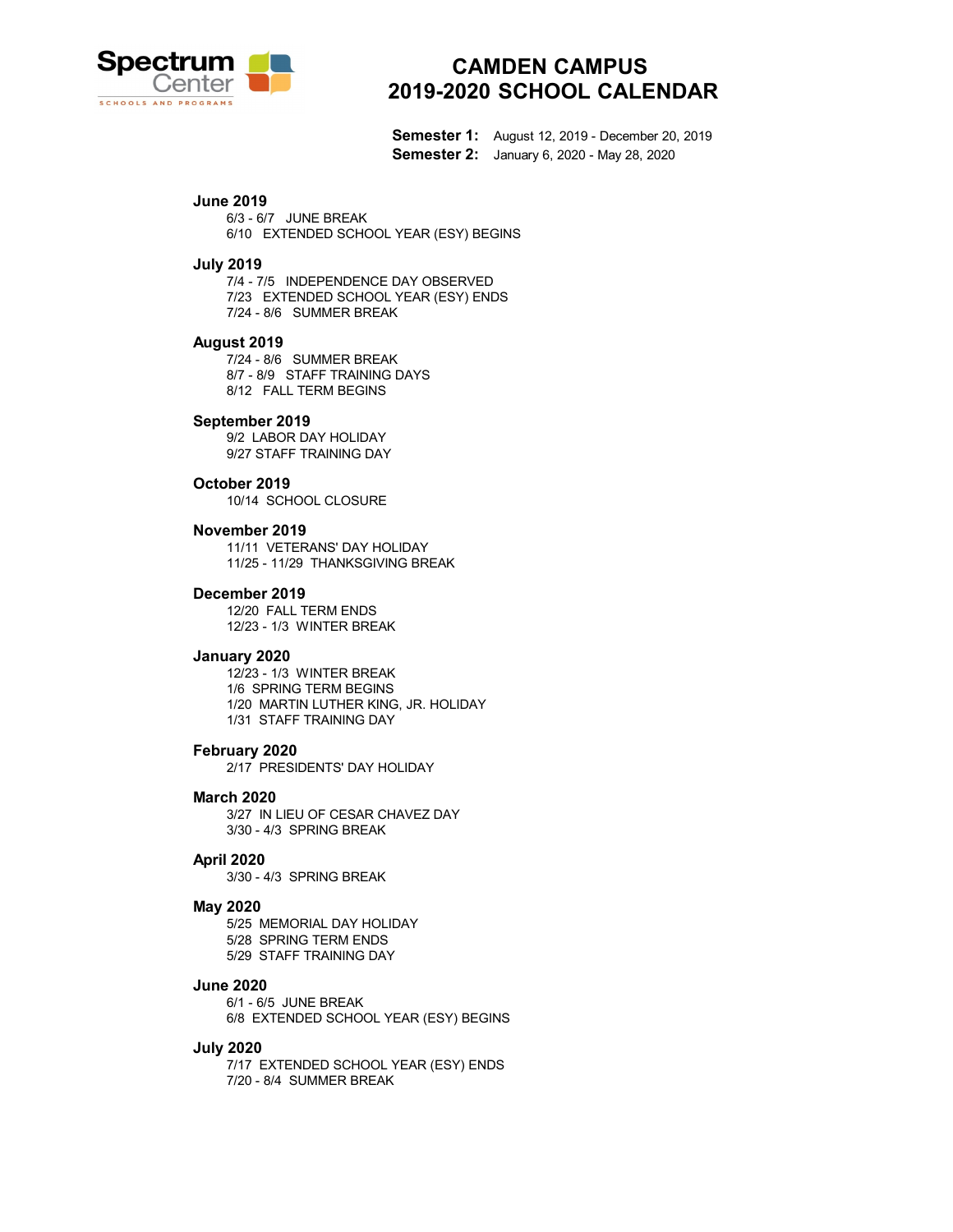Spectrum Center
SCHOOLS AND PROGRAMS

# CAMDEN CAMPUS
# 2019-2020 SCHOOL CALENDAR

**Semester 1:** August 12, 2019 - December 20, 2019
**Semester 2:** January 6, 2020 - May 28, 2020

### June 2019
6/3 - 6/7 JUNE BREAK
6/10 EXTENDED SCHOOL YEAR (ESY) BEGINS

### July 2019
7/4 - 7/5 INDEPENDENCE DAY OBSERVED
7/23 EXTENDED SCHOOL YEAR (ESY) ENDS
7/24 - 8/6 SUMMER BREAK

### August 2019
7/24 - 8/6 SUMMER BREAK
8/7 - 8/9 STAFF TRAINING DAYS
8/12 FALL TERM BEGINS

### September 2019
9/2 LABOR DAY HOLIDAY
9/27 STAFF TRAINING DAY

### October 2019
10/14 SCHOOL CLOSURE

### November 2019
11/11 VETERANS' DAY HOLIDAY
11/25 - 11/29 THANKSGIVING BREAK

### December 2019
12/20 FALL TERM ENDS
12/23 - 1/3 WINTER BREAK

### January 2020
12/23 - 1/3 WINTER BREAK
1/6 SPRING TERM BEGINS
1/20 MARTIN LUTHER KING, JR. HOLIDAY
1/31 STAFF TRAINING DAY

### February 2020
2/17 PRESIDENTS' DAY HOLIDAY

### March 2020
3/27 IN LIEU OF CESAR CHAVEZ DAY
3/30 - 4/3 SPRING BREAK

### April 2020
3/30 - 4/3 SPRING BREAK

### May 2020
5/25 MEMORIAL DAY HOLIDAY
5/28 SPRING TERM ENDS
5/29 STAFF TRAINING DAY

### June 2020
6/1 - 6/5 JUNE BREAK
6/8 EXTENDED SCHOOL YEAR (ESY) BEGINS

### July 2020
7/17 EXTENDED SCHOOL YEAR (ESY) ENDS
7/20 - 8/4 SUMMER BREAK